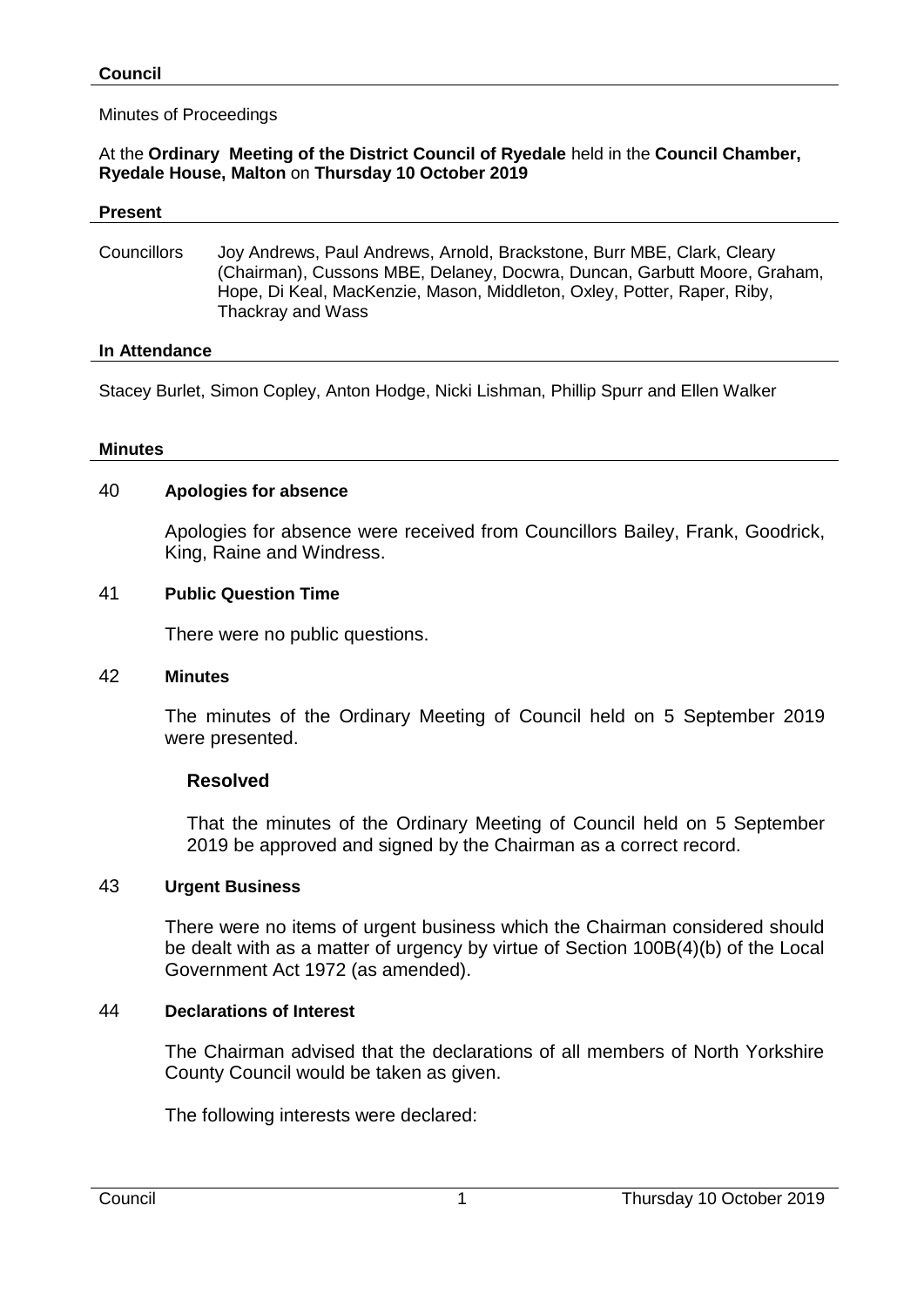## Council

Minutes of Proceedings

At the **Ordinary Meeting of the District Council of Ryedale** held in the **Council Chamber, Ryedale House, Malton** on **Thursday 10 October 2019**

### Present

Councillors Joy Andrews, Paul Andrews, Arnold, Brackstone, Burr MBE, Clark, Cleary (Chairman), Cussons MBE, Delaney, Docwra, Duncan, Garbutt Moore, Graham, Hope, Di Keal, MacKenzie, Mason, Middleton, Oxley, Potter, Raper, Riby, Thackray and Wass

### In Attendance

Stacey Burlet, Simon Copley, Anton Hodge, Nicki Lishman, Phillip Spurr and Ellen Walker

### Minutes

40 **Apologies for absence**

Apologies for absence were received from Councillors Bailey, Frank, Goodrick, King, Raine and Windress.

41 **Public Question Time**

There were no public questions.

42 **Minutes**

The minutes of the Ordinary Meeting of Council held on 5 September 2019 were presented.

**Resolved**

That the minutes of the Ordinary Meeting of Council held on 5 September 2019 be approved and signed by the Chairman as a correct record.

43 **Urgent Business**

There were no items of urgent business which the Chairman considered should be dealt with as a matter of urgency by virtue of Section 100B(4)(b) of the Local Government Act 1972 (as amended).

44 **Declarations of Interest**

The Chairman advised that the declarations of all members of North Yorkshire County Council would be taken as given.

The following interests were declared: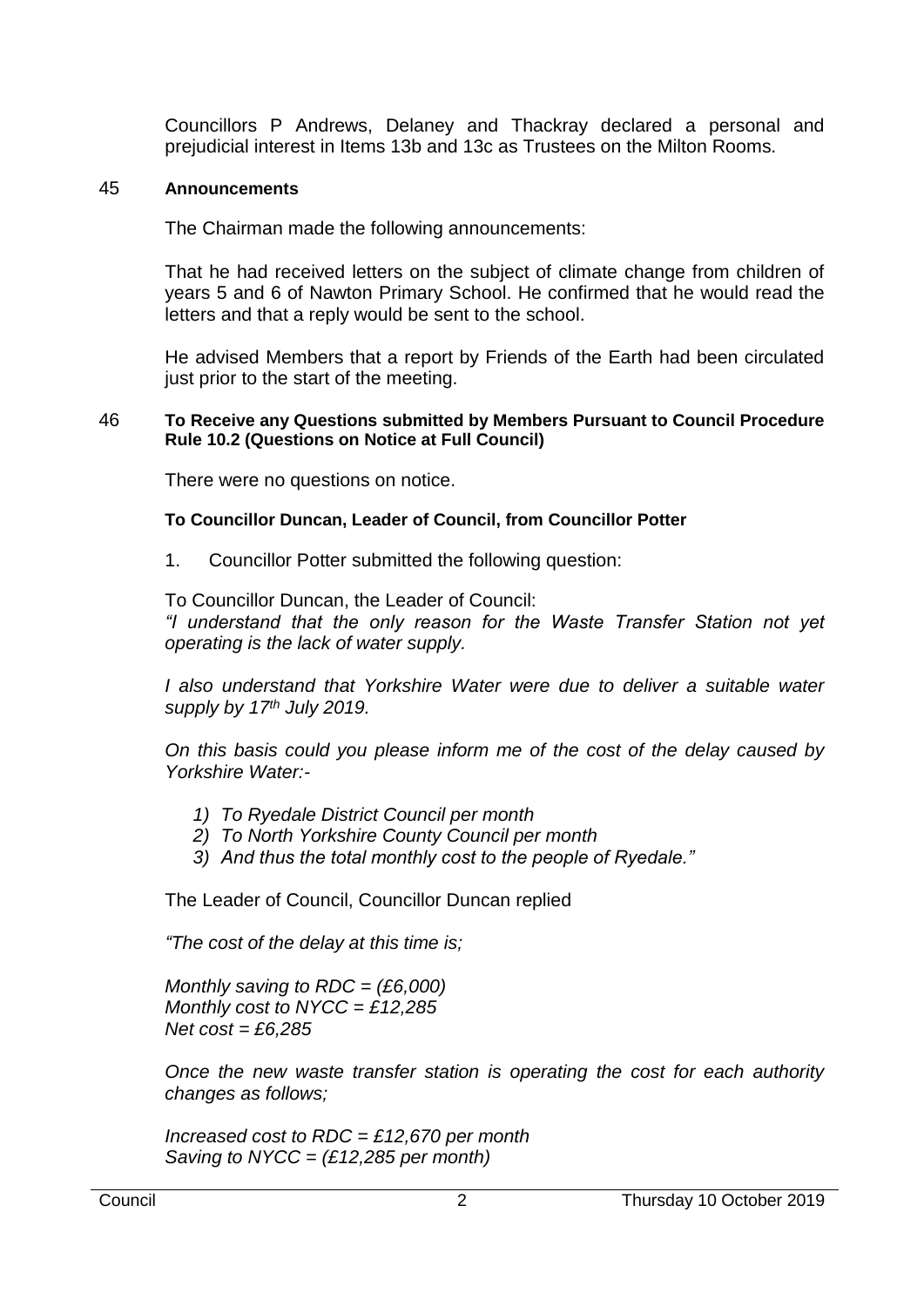Councillors P Andrews, Delaney and Thackray declared a personal and prejudicial interest in Items 13b and 13c as Trustees on the Milton Rooms.

45 **Announcements**

The Chairman made the following announcements:

That he had received letters on the subject of climate change from children of years 5 and 6 of Nawton Primary School. He confirmed that he would read the letters and that a reply would be sent to the school.

He advised Members that a report by Friends of the Earth had been circulated just prior to the start of the meeting.

46 **To Receive any Questions submitted by Members Pursuant to Council Procedure Rule 10.2 (Questions on Notice at Full Council)**

There were no questions on notice.

**To Councillor Duncan, Leader of Council, from Councillor Potter**

1. Councillor Potter submitted the following question:

To Councillor Duncan, the Leader of Council:
*"I understand that the only reason for the Waste Transfer Station not yet operating is the lack of water supply.*

*I also understand that Yorkshire Water were due to deliver a suitable water supply by 17th July 2019.*

*On this basis could you please inform me of the cost of the delay caused by Yorkshire Water:-*

1) *To Ryedale District Council per month*
2) *To North Yorkshire County Council per month*
3) *And thus the total monthly cost to the people of Ryedale."*

The Leader of Council, Councillor Duncan replied

*"The cost of the delay at this time is;*

*Monthly saving to RDC = (£6,000)*
*Monthly cost to NYCC = £12,285*
*Net cost = £6,285*

*Once the new waste transfer station is operating the cost for each authority changes as follows;*

*Increased cost to RDC = £12,670 per month*
*Saving to NYCC = (£12,285 per month)*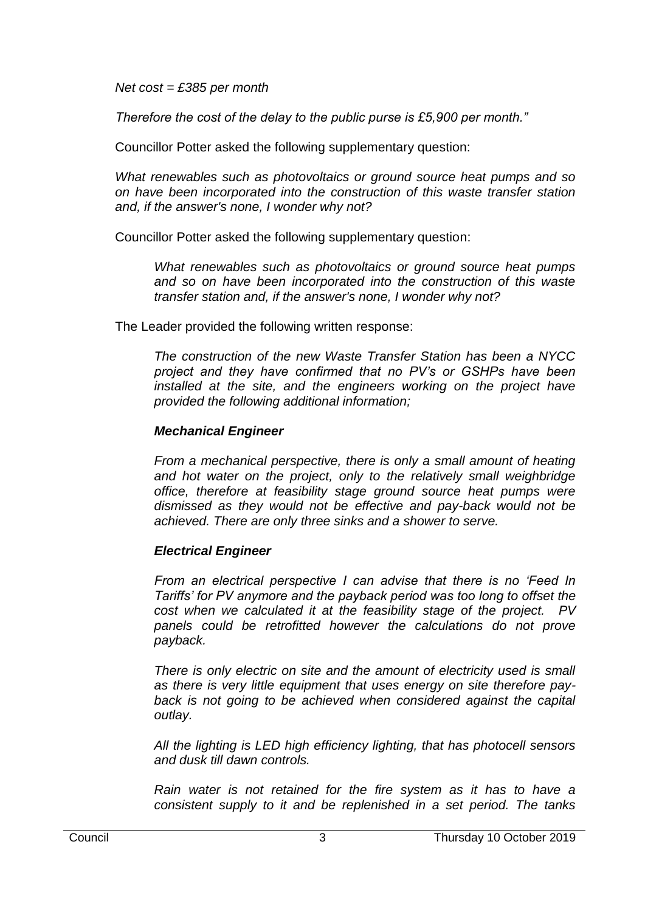*Net cost = £385 per month*

*Therefore the cost of the delay to the public purse is £5,900 per month."*

Councillor Potter asked the following supplementary question:

*What renewables such as photovoltaics or ground source heat pumps and so on have been incorporated into the construction of this waste transfer station and, if the answer's none, I wonder why not?*

Councillor Potter asked the following supplementary question:

> *What renewables such as photovoltaics or ground source heat pumps and so on have been incorporated into the construction of this waste transfer station and, if the answer's none, I wonder why not?*

The Leader provided the following written response:

> *The construction of the new Waste Transfer Station has been a NYCC project and they have confirmed that no PV's or GSHPs have been installed at the site, and the engineers working on the project have provided the following additional information;*
>
> ***Mechanical Engineer***
>
> *From a mechanical perspective, there is only a small amount of heating and hot water on the project, only to the relatively small weighbridge office, therefore at feasibility stage ground source heat pumps were dismissed as they would not be effective and pay-back would not be achieved. There are only three sinks and a shower to serve.*
>
> ***Electrical Engineer***
>
> *From an electrical perspective I can advise that there is no 'Feed In Tariffs' for PV anymore and the payback period was too long to offset the cost when we calculated it at the feasibility stage of the project. PV panels could be retrofitted however the calculations do not prove payback.*
>
> *There is only electric on site and the amount of electricity used is small as there is very little equipment that uses energy on site therefore pay-back is not going to be achieved when considered against the capital outlay.*
>
> *All the lighting is LED high efficiency lighting, that has photocell sensors and dusk till dawn controls.*
>
> *Rain water is not retained for the fire system as it has to have a consistent supply to it and be replenished in a set period. The tanks*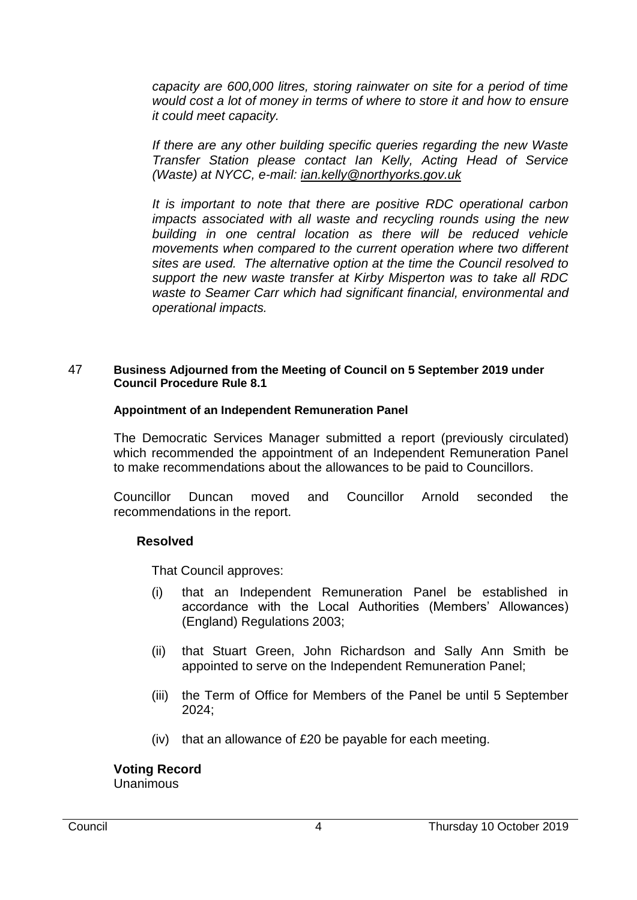*capacity are 600,000 litres, storing rainwater on site for a period of time would cost a lot of money in terms of where to store it and how to ensure it could meet capacity.*

*If there are any other building specific queries regarding the new Waste Transfer Station please contact Ian Kelly, Acting Head of Service (Waste) at NYCC, e-mail: ian.kelly@northyorks.gov.uk*

*It is important to note that there are positive RDC operational carbon impacts associated with all waste and recycling rounds using the new building in one central location as there will be reduced vehicle movements when compared to the current operation where two different sites are used. The alternative option at the time the Council resolved to support the new waste transfer at Kirby Misperton was to take all RDC waste to Seamer Carr which had significant financial, environmental and operational impacts.*

## 47 Business Adjourned from the Meeting of Council on 5 September 2019 under Council Procedure Rule 8.1

**Appointment of an Independent Remuneration Panel**

The Democratic Services Manager submitted a report (previously circulated) which recommended the appointment of an Independent Remuneration Panel to make recommendations about the allowances to be paid to Councillors.

Councillor Duncan moved and Councillor Arnold seconded the recommendations in the report.

**Resolved**

That Council approves:

(i) that an Independent Remuneration Panel be established in accordance with the Local Authorities (Members' Allowances) (England) Regulations 2003;

(ii) that Stuart Green, John Richardson and Sally Ann Smith be appointed to serve on the Independent Remuneration Panel;

(iii) the Term of Office for Members of the Panel be until 5 September 2024;

(iv) that an allowance of £20 be payable for each meeting.

**Voting Record**
Unanimous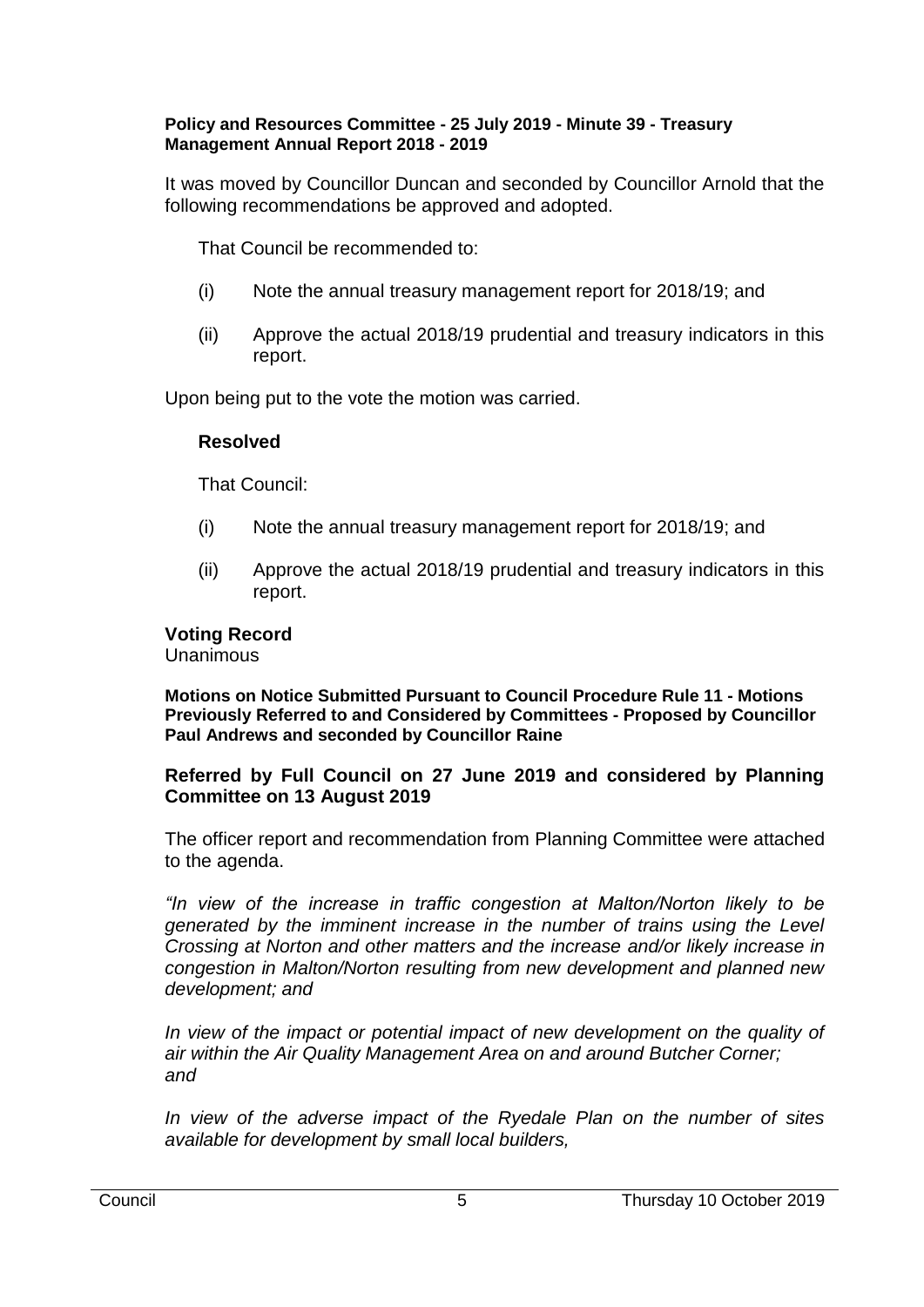**Policy and Resources Committee - 25 July 2019 - Minute 39 - Treasury Management Annual Report 2018 - 2019**

It was moved by Councillor Duncan and seconded by Councillor Arnold that the following recommendations be approved and adopted.

That Council be recommended to:

(i) Note the annual treasury management report for 2018/19; and

(ii) Approve the actual 2018/19 prudential and treasury indicators in this report.

Upon being put to the vote the motion was carried.

**Resolved**

That Council:

(i) Note the annual treasury management report for 2018/19; and

(ii) Approve the actual 2018/19 prudential and treasury indicators in this report.

**Voting Record**
Unanimous

**Motions on Notice Submitted Pursuant to Council Procedure Rule 11 - Motions Previously Referred to and Considered by Committees - Proposed by Councillor Paul Andrews and seconded by Councillor Raine**

**Referred by Full Council on 27 June 2019 and considered by Planning Committee on 13 August 2019**

The officer report and recommendation from Planning Committee were attached to the agenda.

*"In view of the increase in traffic congestion at Malton/Norton likely to be generated by the imminent increase in the number of trains using the Level Crossing at Norton and other matters and the increase and/or likely increase in congestion in Malton/Norton resulting from new development and planned new development; and*

*In view of the impact or potential impact of new development on the quality of air within the Air Quality Management Area on and around Butcher Corner; and*

*In view of the adverse impact of the Ryedale Plan on the number of sites available for development by small local builders,*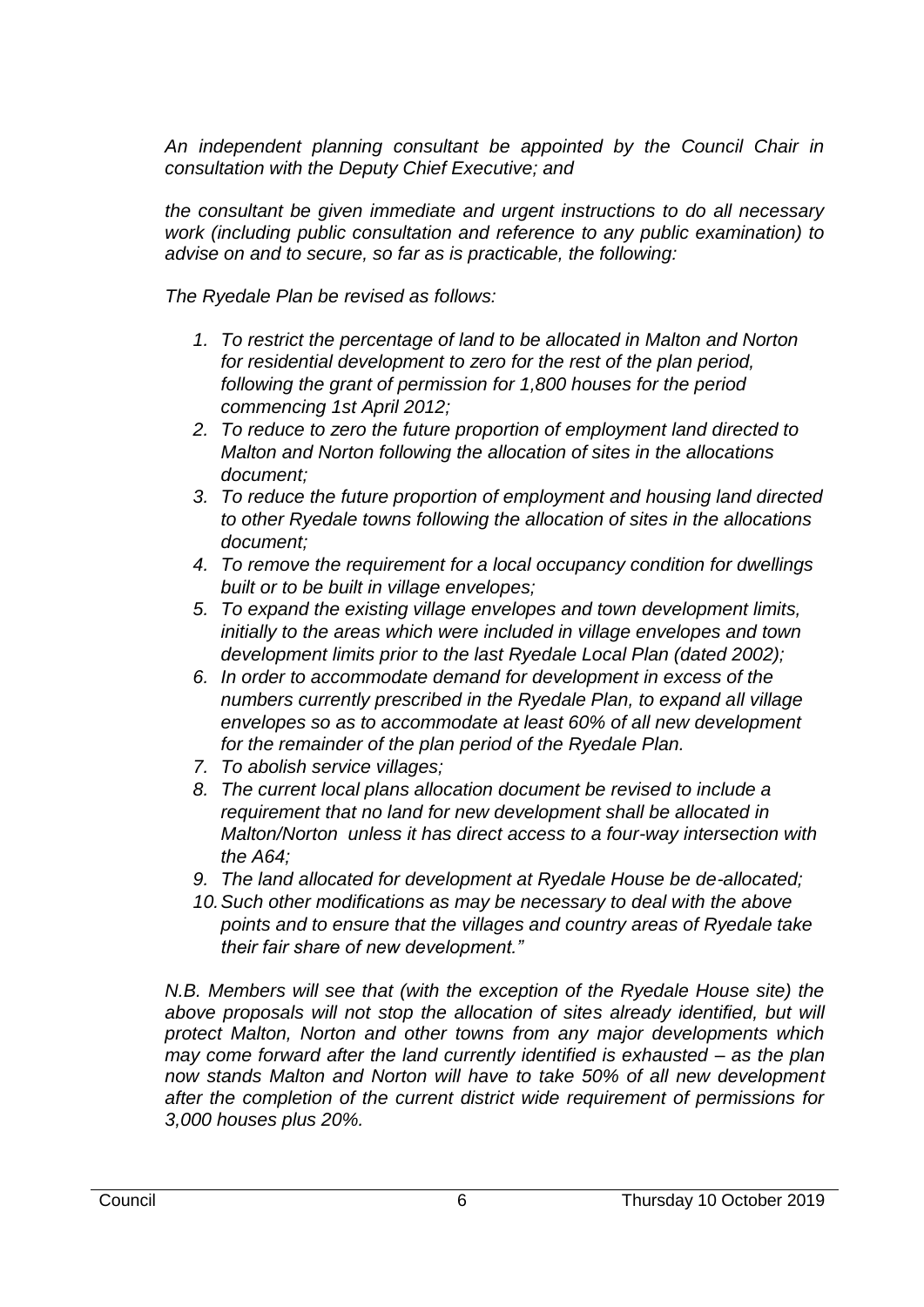*An independent planning consultant be appointed by the Council Chair in consultation with the Deputy Chief Executive; and*

*the consultant be given immediate and urgent instructions to do all necessary work (including public consultation and reference to any public examination) to advise on and to secure, so far as is practicable, the following:*

*The Ryedale Plan be revised as follows:*

1. *To restrict the percentage of land to be allocated in Malton and Norton for residential development to zero for the rest of the plan period, following the grant of permission for 1,800 houses for the period commencing 1st April 2012;*
2. *To reduce to zero the future proportion of employment land directed to Malton and Norton following the allocation of sites in the allocations document;*
3. *To reduce the future proportion of employment and housing land directed to other Ryedale towns following the allocation of sites in the allocations document;*
4. *To remove the requirement for a local occupancy condition for dwellings built or to be built in village envelopes;*
5. *To expand the existing village envelopes and town development limits, initially to the areas which were included in village envelopes and town development limits prior to the last Ryedale Local Plan (dated 2002);*
6. *In order to accommodate demand for development in excess of the numbers currently prescribed in the Ryedale Plan, to expand all village envelopes so as to accommodate at least 60% of all new development for the remainder of the plan period of the Ryedale Plan.*
7. *To abolish service villages;*
8. *The current local plans allocation document be revised to include a requirement that no land for new development shall be allocated in Malton/Norton unless it has direct access to a four-way intersection with the A64;*
9. *The land allocated for development at Ryedale House be de-allocated;*
10. *Such other modifications as may be necessary to deal with the above points and to ensure that the villages and country areas of Ryedale take their fair share of new development."*

*N.B. Members will see that (with the exception of the Ryedale House site) the above proposals will not stop the allocation of sites already identified, but will protect Malton, Norton and other towns from any major developments which may come forward after the land currently identified is exhausted – as the plan now stands Malton and Norton will have to take 50% of all new development after the completion of the current district wide requirement of permissions for 3,000 houses plus 20%.*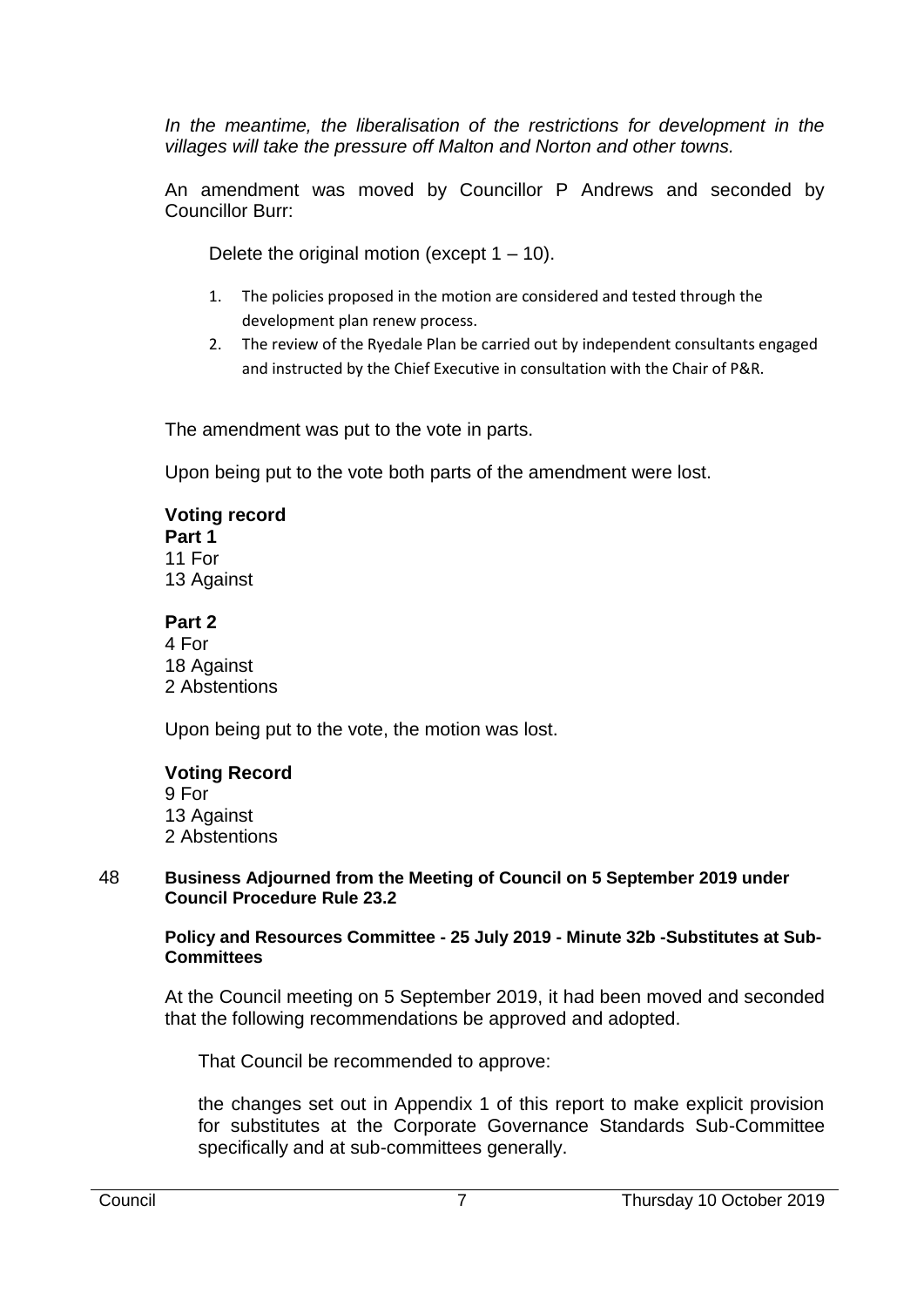*In the meantime, the liberalisation of the restrictions for development in the villages will take the pressure off Malton and Norton and other towns.*

An amendment was moved by Councillor P Andrews and seconded by Councillor Burr:

Delete the original motion (except 1 – 10).

1. The policies proposed in the motion are considered and tested through the development plan renew process.
2. The review of the Ryedale Plan be carried out by independent consultants engaged and instructed by the Chief Executive in consultation with the Chair of P&R.

The amendment was put to the vote in parts.

Upon being put to the vote both parts of the amendment were lost.

**Voting record**
**Part 1**
11 For
13 Against

**Part 2**
4 For
18 Against
2 Abstentions

Upon being put to the vote, the motion was lost.

**Voting Record**
9 For
13 Against
2 Abstentions

48 **Business Adjourned from the Meeting of Council on 5 September 2019 under Council Procedure Rule 23.2**

**Policy and Resources Committee - 25 July 2019 - Minute 32b -Substitutes at Sub-Committees**

At the Council meeting on 5 September 2019, it had been moved and seconded that the following recommendations be approved and adopted.

That Council be recommended to approve:

the changes set out in Appendix 1 of this report to make explicit provision for substitutes at the Corporate Governance Standards Sub-Committee specifically and at sub-committees generally.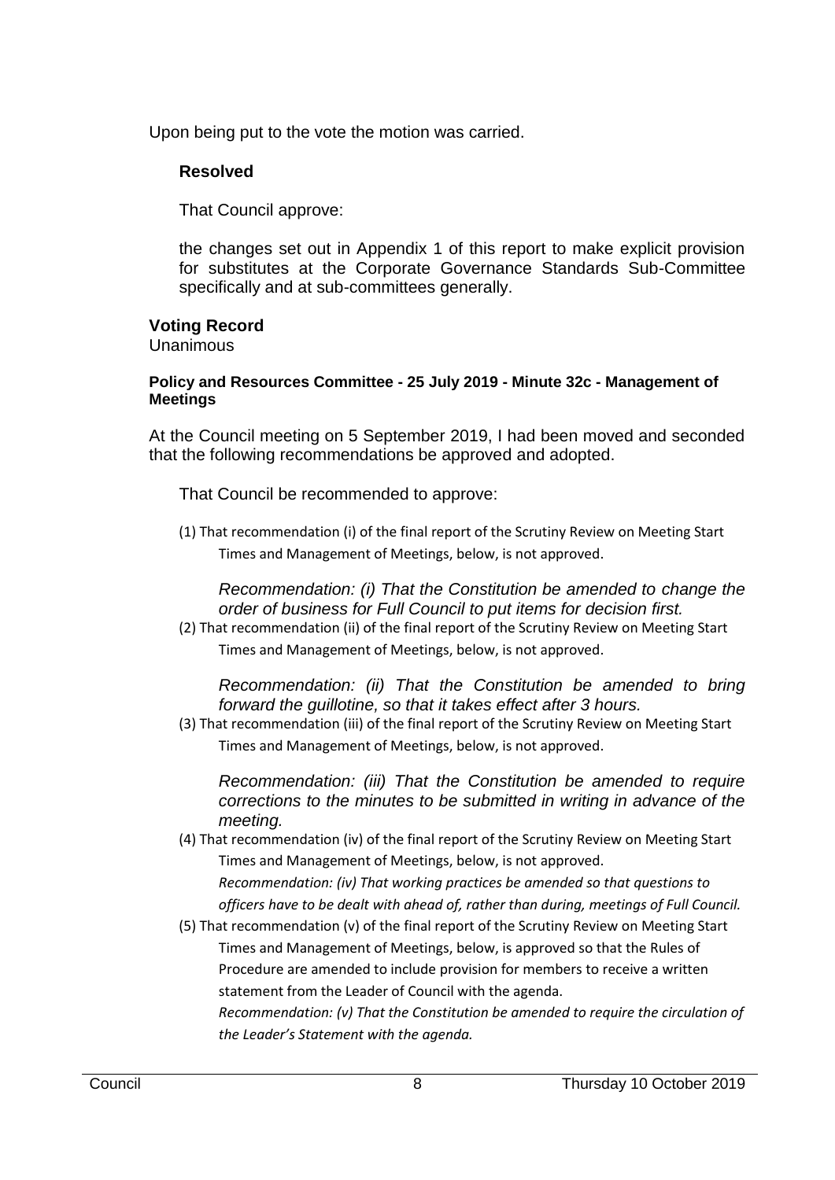Upon being put to the vote the motion was carried.

**Resolved**

That Council approve:

the changes set out in Appendix 1 of this report to make explicit provision for substitutes at the Corporate Governance Standards Sub-Committee specifically and at sub-committees generally.

**Voting Record**
Unanimous

**Policy and Resources Committee - 25 July 2019 - Minute 32c - Management of Meetings**

At the Council meeting on 5 September 2019, I had been moved and seconded that the following recommendations be approved and adopted.

That Council be recommended to approve:

(1) That recommendation (i) of the final report of the Scrutiny Review on Meeting Start Times and Management of Meetings, below, is not approved.

*Recommendation: (i) That the Constitution be amended to change the order of business for Full Council to put items for decision first.*

(2) That recommendation (ii) of the final report of the Scrutiny Review on Meeting Start Times and Management of Meetings, below, is not approved.

*Recommendation: (ii) That the Constitution be amended to bring forward the guillotine, so that it takes effect after 3 hours.*

(3) That recommendation (iii) of the final report of the Scrutiny Review on Meeting Start Times and Management of Meetings, below, is not approved.

*Recommendation: (iii) That the Constitution be amended to require corrections to the minutes to be submitted in writing in advance of the meeting.*

(4) That recommendation (iv) of the final report of the Scrutiny Review on Meeting Start Times and Management of Meetings, below, is not approved.
*Recommendation: (iv) That working practices be amended so that questions to officers have to be dealt with ahead of, rather than during, meetings of Full Council.*

(5) That recommendation (v) of the final report of the Scrutiny Review on Meeting Start Times and Management of Meetings, below, is approved so that the Rules of Procedure are amended to include provision for members to receive a written statement from the Leader of Council with the agenda.
*Recommendation: (v) That the Constitution be amended to require the circulation of the Leader's Statement with the agenda.*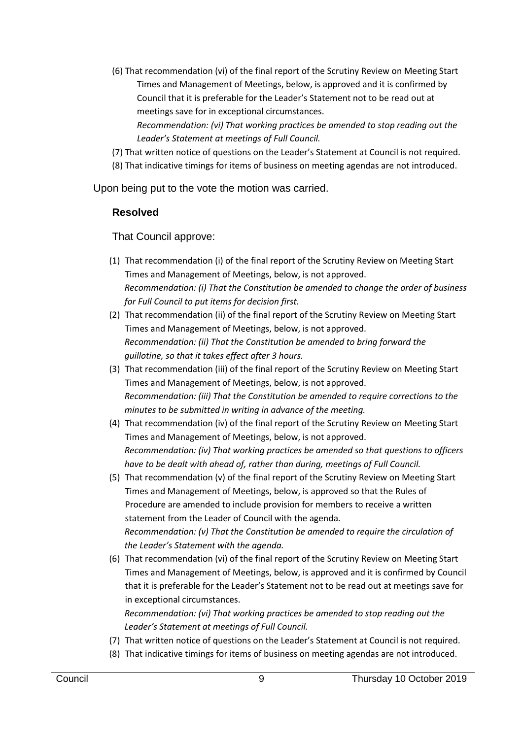(6) That recommendation (vi) of the final report of the Scrutiny Review on Meeting Start Times and Management of Meetings, below, is approved and it is confirmed by Council that it is preferable for the Leader's Statement not to be read out at meetings save for in exceptional circumstances.
*Recommendation: (vi) That working practices be amended to stop reading out the Leader's Statement at meetings of Full Council.*

(7) That written notice of questions on the Leader's Statement at Council is not required.

(8) That indicative timings for items of business on meeting agendas are not introduced.

Upon being put to the vote the motion was carried.

**Resolved**

That Council approve:

(1) That recommendation (i) of the final report of the Scrutiny Review on Meeting Start Times and Management of Meetings, below, is not approved.
*Recommendation: (i) That the Constitution be amended to change the order of business for Full Council to put items for decision first.*

(2) That recommendation (ii) of the final report of the Scrutiny Review on Meeting Start Times and Management of Meetings, below, is not approved.
*Recommendation: (ii) That the Constitution be amended to bring forward the guillotine, so that it takes effect after 3 hours.*

(3) That recommendation (iii) of the final report of the Scrutiny Review on Meeting Start Times and Management of Meetings, below, is not approved.
*Recommendation: (iii) That the Constitution be amended to require corrections to the minutes to be submitted in writing in advance of the meeting.*

(4) That recommendation (iv) of the final report of the Scrutiny Review on Meeting Start Times and Management of Meetings, below, is not approved.
*Recommendation: (iv) That working practices be amended so that questions to officers have to be dealt with ahead of, rather than during, meetings of Full Council.*

(5) That recommendation (v) of the final report of the Scrutiny Review on Meeting Start Times and Management of Meetings, below, is approved so that the Rules of Procedure are amended to include provision for members to receive a written statement from the Leader of Council with the agenda.
*Recommendation: (v) That the Constitution be amended to require the circulation of the Leader's Statement with the agenda.*

(6) That recommendation (vi) of the final report of the Scrutiny Review on Meeting Start Times and Management of Meetings, below, is approved and it is confirmed by Council that it is preferable for the Leader's Statement not to be read out at meetings save for in exceptional circumstances.
*Recommendation: (vi) That working practices be amended to stop reading out the Leader's Statement at meetings of Full Council.*

(7) That written notice of questions on the Leader's Statement at Council is not required.

(8) That indicative timings for items of business on meeting agendas are not introduced.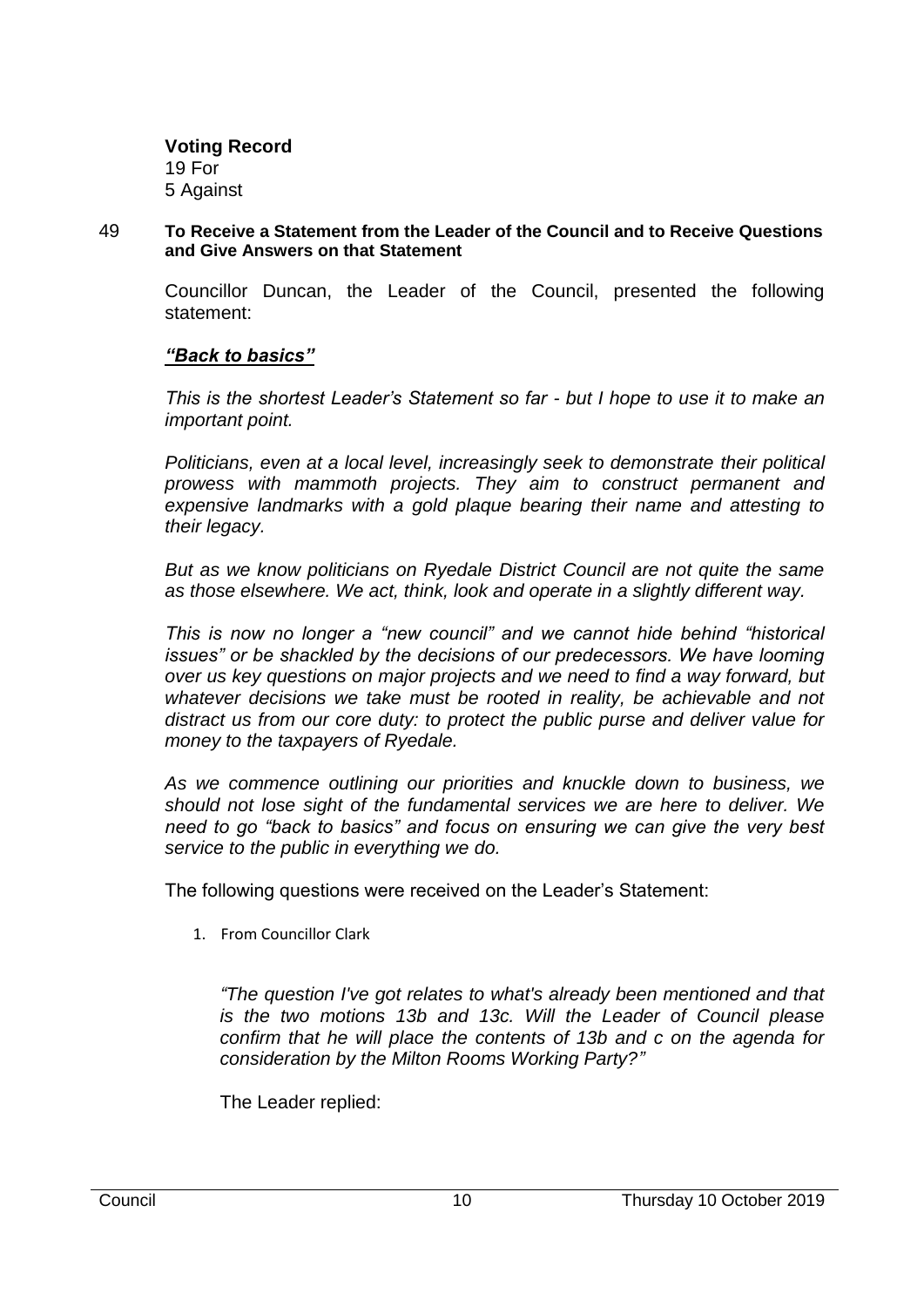**Voting Record**
19 For
5 Against

49 **To Receive a Statement from the Leader of the Council and to Receive Questions and Give Answers on that Statement**

Councillor Duncan, the Leader of the Council, presented the following statement:

***"Back to basics"***

*This is the shortest Leader's Statement so far - but I hope to use it to make an important point.*

*Politicians, even at a local level, increasingly seek to demonstrate their political prowess with mammoth projects. They aim to construct permanent and expensive landmarks with a gold plaque bearing their name and attesting to their legacy.*

*But as we know politicians on Ryedale District Council are not quite the same as those elsewhere. We act, think, look and operate in a slightly different way.*

*This is now no longer a "new council" and we cannot hide behind "historical issues" or be shackled by the decisions of our predecessors. We have looming over us key questions on major projects and we need to find a way forward, but whatever decisions we take must be rooted in reality, be achievable and not distract us from our core duty: to protect the public purse and deliver value for money to the taxpayers of Ryedale.*

*As we commence outlining our priorities and knuckle down to business, we should not lose sight of the fundamental services we are here to deliver. We need to go "back to basics" and focus on ensuring we can give the very best service to the public in everything we do.*

The following questions were received on the Leader's Statement:

1. From Councillor Clark

   *"The question I've got relates to what's already been mentioned and that is the two motions 13b and 13c. Will the Leader of Council please confirm that he will place the contents of 13b and c on the agenda for consideration by the Milton Rooms Working Party?"*

   The Leader replied: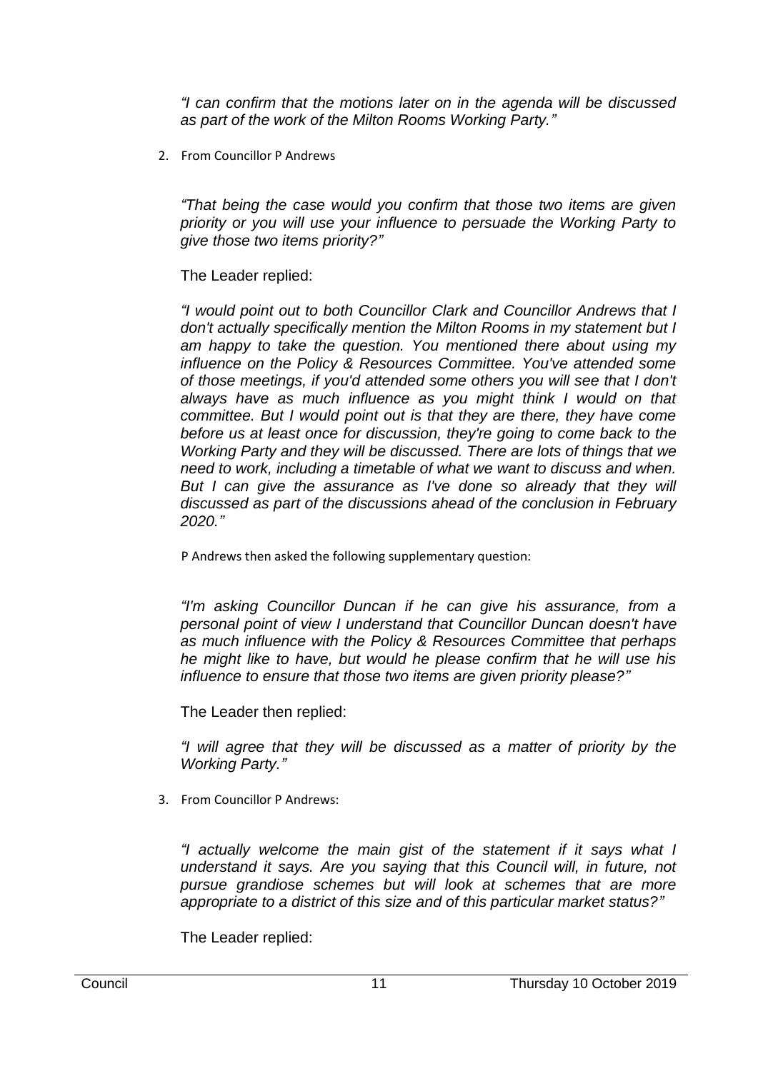*"I can confirm that the motions later on in the agenda will be discussed as part of the work of the Milton Rooms Working Party."*

2. From Councillor P Andrews

*"That being the case would you confirm that those two items are given priority or you will use your influence to persuade the Working Party to give those two items priority?"*

The Leader replied:

*"I would point out to both Councillor Clark and Councillor Andrews that I don't actually specifically mention the Milton Rooms in my statement but I am happy to take the question. You mentioned there about using my influence on the Policy & Resources Committee. You've attended some of those meetings, if you'd attended some others you will see that I don't always have as much influence as you might think I would on that committee. But I would point out is that they are there, they have come before us at least once for discussion, they're going to come back to the Working Party and they will be discussed. There are lots of things that we need to work, including a timetable of what we want to discuss and when. But I can give the assurance as I've done so already that they will discussed as part of the discussions ahead of the conclusion in February 2020."*

P Andrews then asked the following supplementary question:

*"I'm asking Councillor Duncan if he can give his assurance, from a personal point of view I understand that Councillor Duncan doesn't have as much influence with the Policy & Resources Committee that perhaps he might like to have, but would he please confirm that he will use his influence to ensure that those two items are given priority please?"*

The Leader then replied:

*"I will agree that they will be discussed as a matter of priority by the Working Party."*

3. From Councillor P Andrews:

*"I actually welcome the main gist of the statement if it says what I understand it says. Are you saying that this Council will, in future, not pursue grandiose schemes but will look at schemes that are more appropriate to a district of this size and of this particular market status?"*

The Leader replied: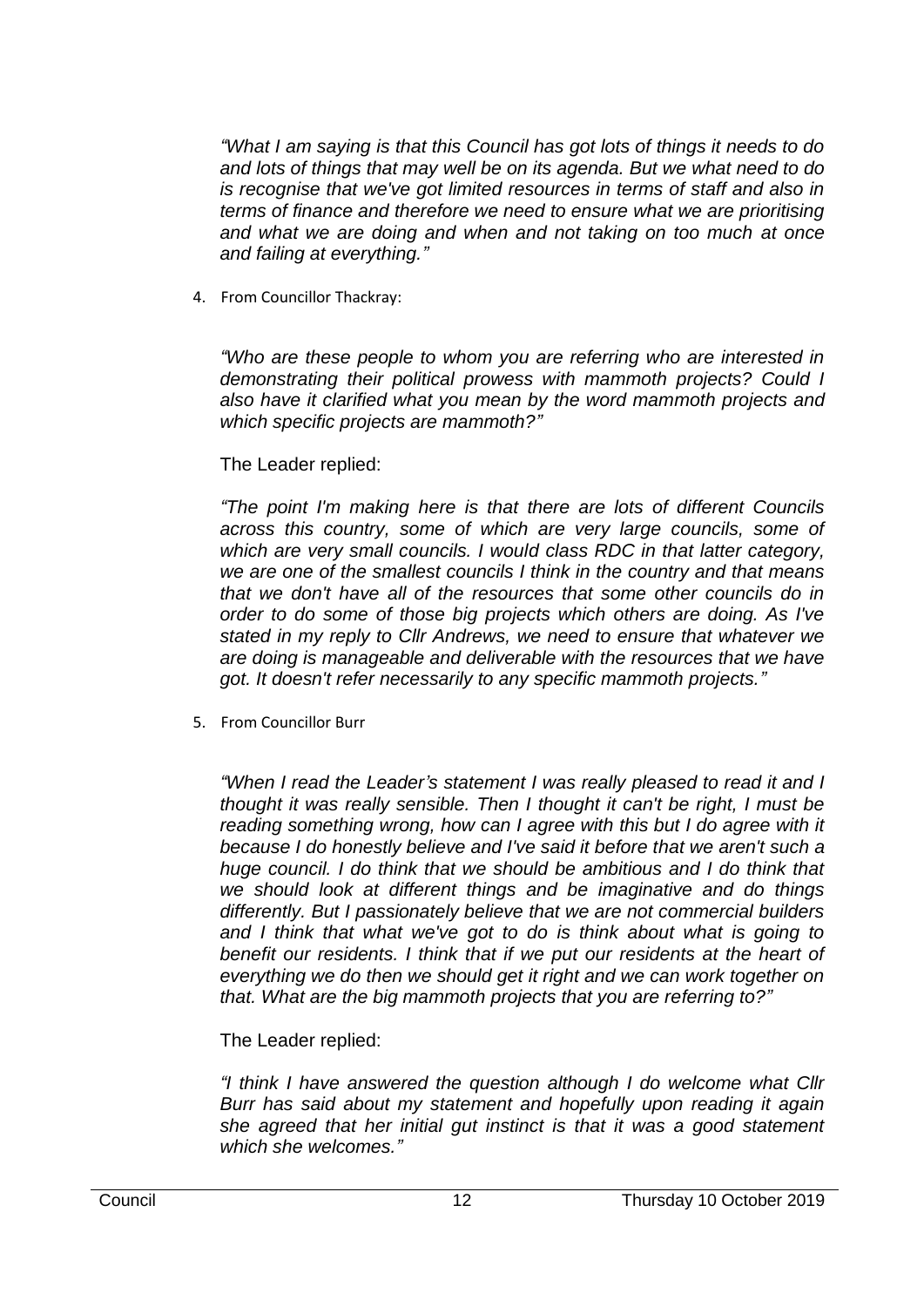*"What I am saying is that this Council has got lots of things it needs to do and lots of things that may well be on its agenda. But we what need to do is recognise that we've got limited resources in terms of staff and also in terms of finance and therefore we need to ensure what we are prioritising and what we are doing and when and not taking on too much at once and failing at everything."*

4. From Councillor Thackray:

*"Who are these people to whom you are referring who are interested in demonstrating their political prowess with mammoth projects? Could I also have it clarified what you mean by the word mammoth projects and which specific projects are mammoth?"*

The Leader replied:

*"The point I'm making here is that there are lots of different Councils across this country, some of which are very large councils, some of which are very small councils. I would class RDC in that latter category, we are one of the smallest councils I think in the country and that means that we don't have all of the resources that some other councils do in order to do some of those big projects which others are doing. As I've stated in my reply to Cllr Andrews, we need to ensure that whatever we are doing is manageable and deliverable with the resources that we have got. It doesn't refer necessarily to any specific mammoth projects."*

5. From Councillor Burr

*"When I read the Leader's statement I was really pleased to read it and I thought it was really sensible. Then I thought it can't be right, I must be reading something wrong, how can I agree with this but I do agree with it because I do honestly believe and I've said it before that we aren't such a huge council. I do think that we should be ambitious and I do think that we should look at different things and be imaginative and do things differently. But I passionately believe that we are not commercial builders and I think that what we've got to do is think about what is going to benefit our residents. I think that if we put our residents at the heart of everything we do then we should get it right and we can work together on that. What are the big mammoth projects that you are referring to?"*

The Leader replied:

*"I think I have answered the question although I do welcome what Cllr Burr has said about my statement and hopefully upon reading it again she agreed that her initial gut instinct is that it was a good statement which she welcomes."*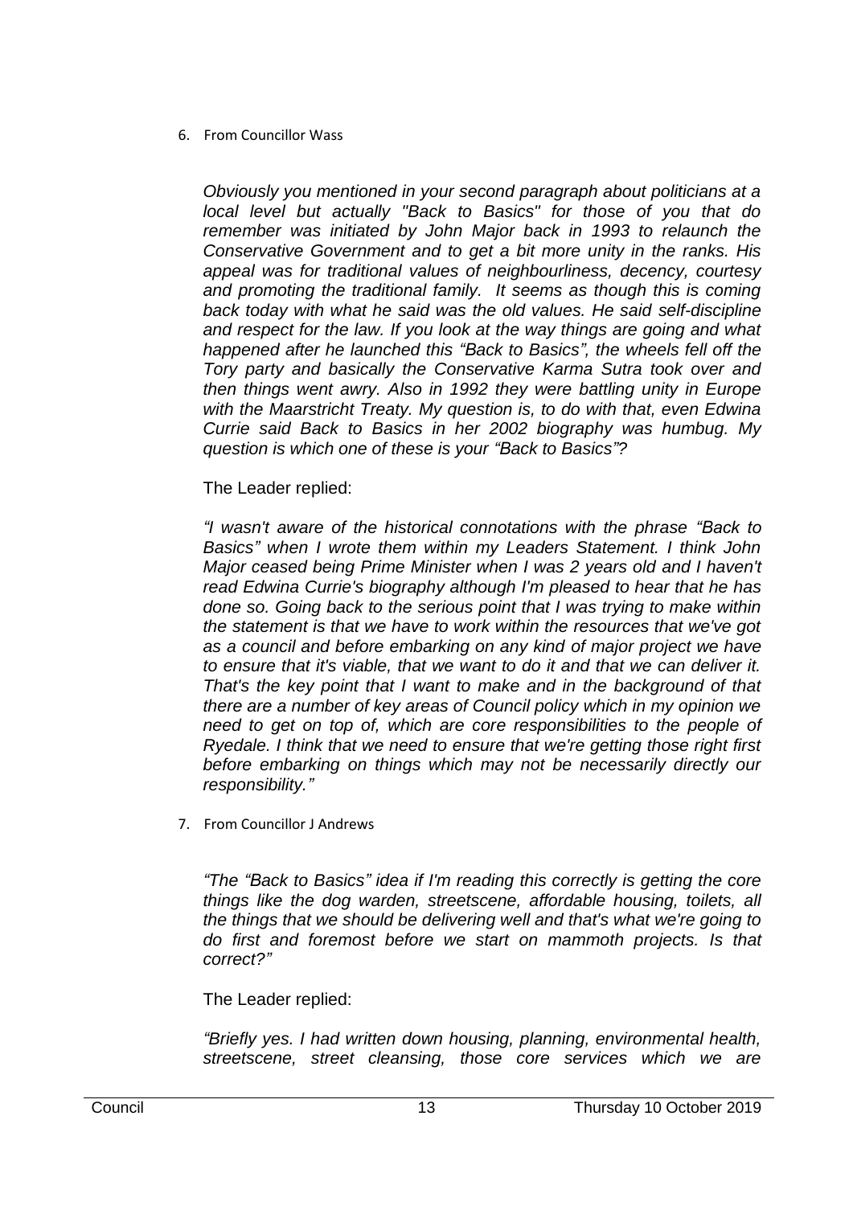6. From Councillor Wass

*Obviously you mentioned in your second paragraph about politicians at a local level but actually "Back to Basics" for those of you that do remember was initiated by John Major back in 1993 to relaunch the Conservative Government and to get a bit more unity in the ranks. His appeal was for traditional values of neighbourliness, decency, courtesy and promoting the traditional family. It seems as though this is coming back today with what he said was the old values. He said self-discipline and respect for the law. If you look at the way things are going and what happened after he launched this "Back to Basics", the wheels fell off the Tory party and basically the Conservative Karma Sutra took over and then things went awry. Also in 1992 they were battling unity in Europe with the Maarstricht Treaty. My question is, to do with that, even Edwina Currie said Back to Basics in her 2002 biography was humbug. My question is which one of these is your "Back to Basics"?*

The Leader replied:

*"I wasn't aware of the historical connotations with the phrase "Back to Basics" when I wrote them within my Leaders Statement. I think John Major ceased being Prime Minister when I was 2 years old and I haven't read Edwina Currie's biography although I'm pleased to hear that he has done so. Going back to the serious point that I was trying to make within the statement is that we have to work within the resources that we've got as a council and before embarking on any kind of major project we have to ensure that it's viable, that we want to do it and that we can deliver it. That's the key point that I want to make and in the background of that there are a number of key areas of Council policy which in my opinion we need to get on top of, which are core responsibilities to the people of Ryedale. I think that we need to ensure that we're getting those right first before embarking on things which may not be necessarily directly our responsibility."*

7. From Councillor J Andrews

*"The "Back to Basics" idea if I'm reading this correctly is getting the core things like the dog warden, streetscene, affordable housing, toilets, all the things that we should be delivering well and that's what we're going to do first and foremost before we start on mammoth projects. Is that correct?"*

The Leader replied:

*"Briefly yes. I had written down housing, planning, environmental health, streetscene, street cleansing, those core services which we are*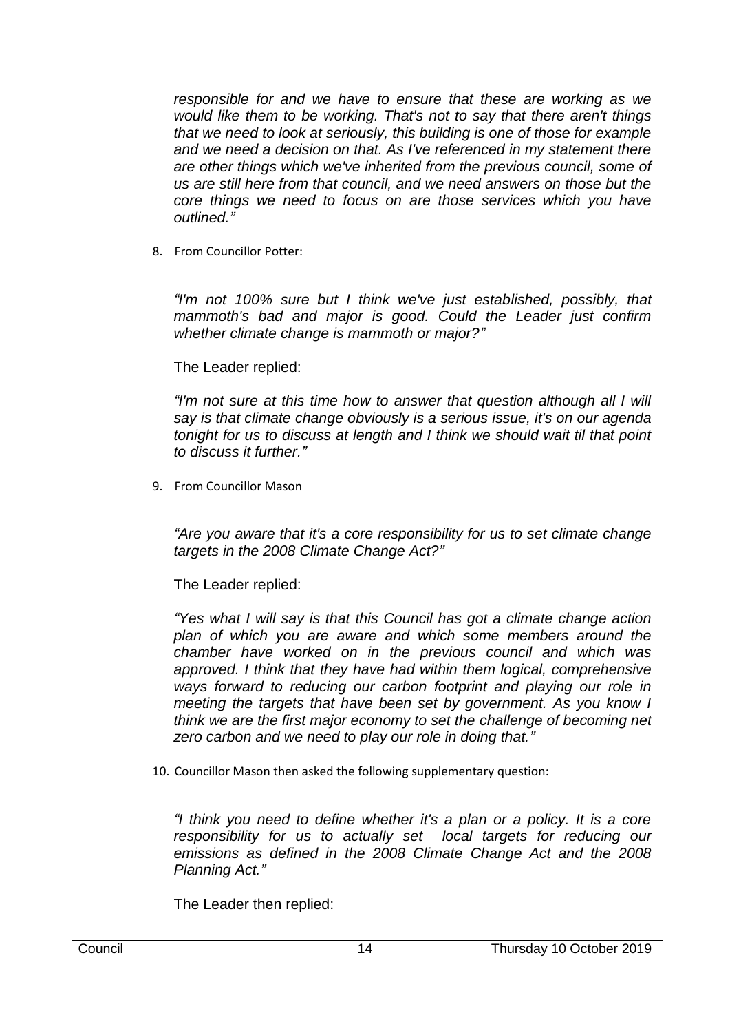*responsible for and we have to ensure that these are working as we would like them to be working. That's not to say that there aren't things that we need to look at seriously, this building is one of those for example and we need a decision on that. As I've referenced in my statement there are other things which we've inherited from the previous council, some of us are still here from that council, and we need answers on those but the core things we need to focus on are those services which you have outlined."*

8. From Councillor Potter:

   *"I'm not 100% sure but I think we've just established, possibly, that mammoth's bad and major is good. Could the Leader just confirm whether climate change is mammoth or major?"*

   The Leader replied:

   *"I'm not sure at this time how to answer that question although all I will say is that climate change obviously is a serious issue, it's on our agenda tonight for us to discuss at length and I think we should wait til that point to discuss it further."*

9. From Councillor Mason

   *"Are you aware that it's a core responsibility for us to set climate change targets in the 2008 Climate Change Act?"*

   The Leader replied:

   *"Yes what I will say is that this Council has got a climate change action plan of which you are aware and which some members around the chamber have worked on in the previous council and which was approved. I think that they have had within them logical, comprehensive ways forward to reducing our carbon footprint and playing our role in meeting the targets that have been set by government. As you know I think we are the first major economy to set the challenge of becoming net zero carbon and we need to play our role in doing that."*

10. Councillor Mason then asked the following supplementary question:

    *"I think you need to define whether it's a plan or a policy. It is a core responsibility for us to actually set local targets for reducing our emissions as defined in the 2008 Climate Change Act and the 2008 Planning Act."*

    The Leader then replied: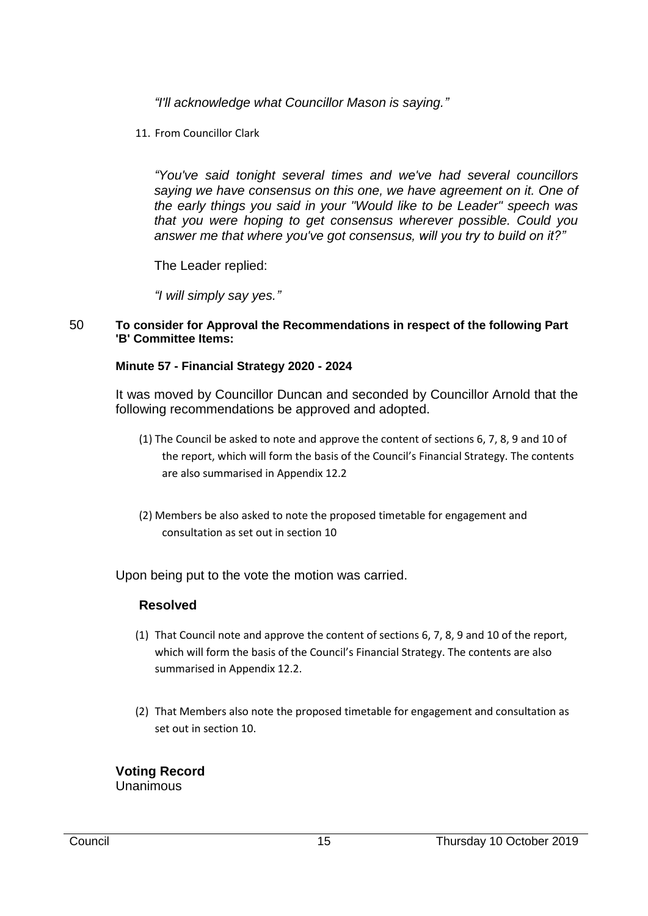*"I'll acknowledge what Councillor Mason is saying."*

11. From Councillor Clark

*"You've said tonight several times and we've had several councillors saying we have consensus on this one, we have agreement on it. One of the early things you said in your "Would like to be Leader" speech was that you were hoping to get consensus wherever possible. Could you answer me that where you've got consensus, will you try to build on it?"*

The Leader replied:

*"I will simply say yes."*

50 **To consider for Approval the Recommendations in respect of the following Part 'B' Committee Items:**

**Minute 57 - Financial Strategy 2020 - 2024**

It was moved by Councillor Duncan and seconded by Councillor Arnold that the following recommendations be approved and adopted.

(1) The Council be asked to note and approve the content of sections 6, 7, 8, 9 and 10 of the report, which will form the basis of the Council's Financial Strategy. The contents are also summarised in Appendix 12.2

(2) Members be also asked to note the proposed timetable for engagement and consultation as set out in section 10

Upon being put to the vote the motion was carried.

**Resolved**

(1) That Council note and approve the content of sections 6, 7, 8, 9 and 10 of the report, which will form the basis of the Council's Financial Strategy. The contents are also summarised in Appendix 12.2.

(2) That Members also note the proposed timetable for engagement and consultation as set out in section 10.

**Voting Record**
Unanimous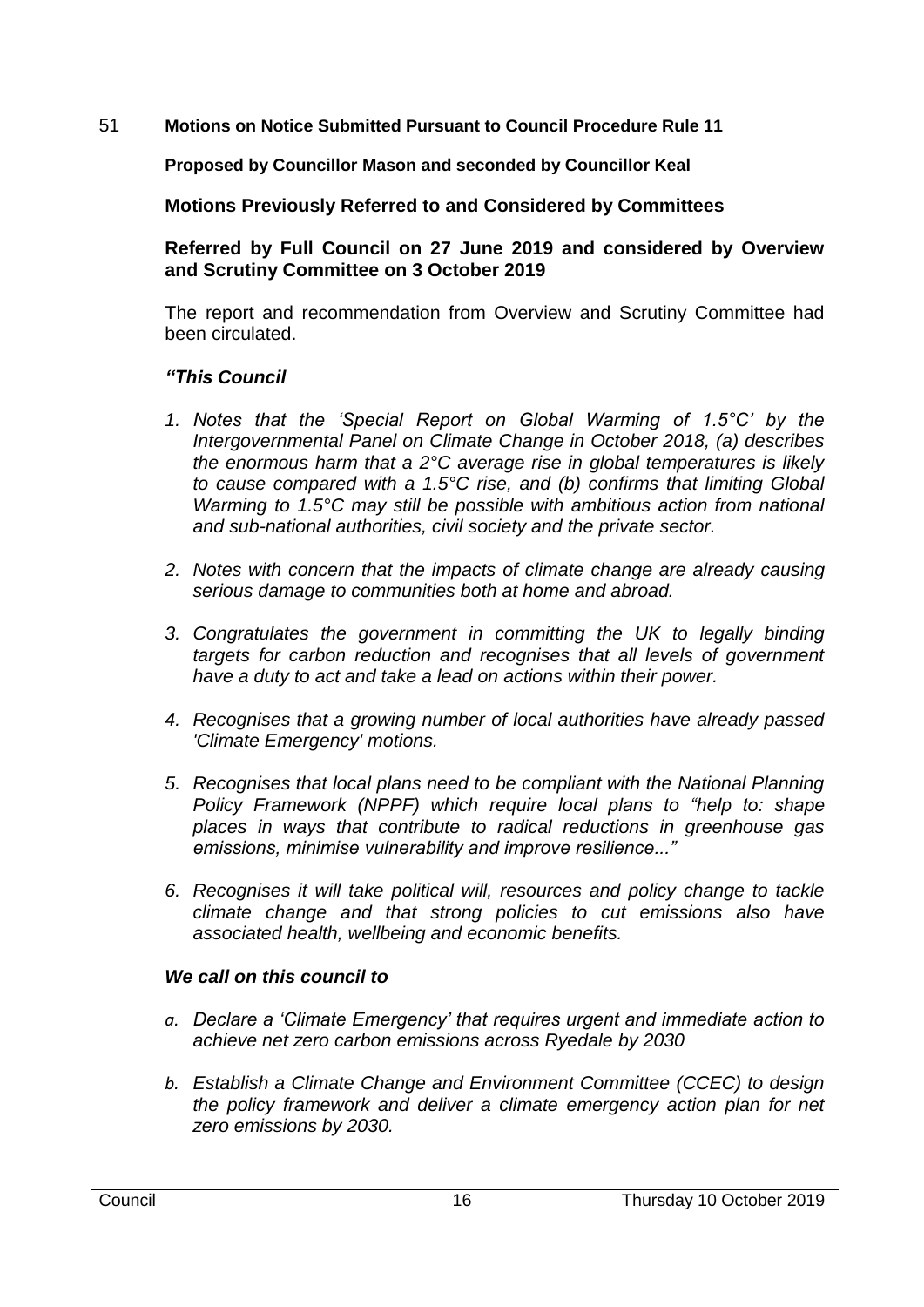51 **Motions on Notice Submitted Pursuant to Council Procedure Rule 11**

**Proposed by Councillor Mason and seconded by Councillor Keal**

**Motions Previously Referred to and Considered by Committees**

**Referred by Full Council on 27 June 2019 and considered by Overview and Scrutiny Committee on 3 October 2019**

The report and recommendation from Overview and Scrutiny Committee had been circulated.

***"This Council***

1. *Notes that the 'Special Report on Global Warming of 1.5°C' by the Intergovernmental Panel on Climate Change in October 2018, (a) describes the enormous harm that a 2°C average rise in global temperatures is likely to cause compared with a 1.5°C rise, and (b) confirms that limiting Global Warming to 1.5°C may still be possible with ambitious action from national and sub-national authorities, civil society and the private sector.*

2. *Notes with concern that the impacts of climate change are already causing serious damage to communities both at home and abroad.*

3. *Congratulates the government in committing the UK to legally binding targets for carbon reduction and recognises that all levels of government have a duty to act and take a lead on actions within their power.*

4. *Recognises that a growing number of local authorities have already passed 'Climate Emergency' motions.*

5. *Recognises that local plans need to be compliant with the National Planning Policy Framework (NPPF) which require local plans to "help to: shape places in ways that contribute to radical reductions in greenhouse gas emissions, minimise vulnerability and improve resilience..."*

6. *Recognises it will take political will, resources and policy change to tackle climate change and that strong policies to cut emissions also have associated health, wellbeing and economic benefits.*

***We call on this council to***

a. *Declare a 'Climate Emergency' that requires urgent and immediate action to achieve net zero carbon emissions across Ryedale by 2030*

b. *Establish a Climate Change and Environment Committee (CCEC) to design the policy framework and deliver a climate emergency action plan for net zero emissions by 2030.*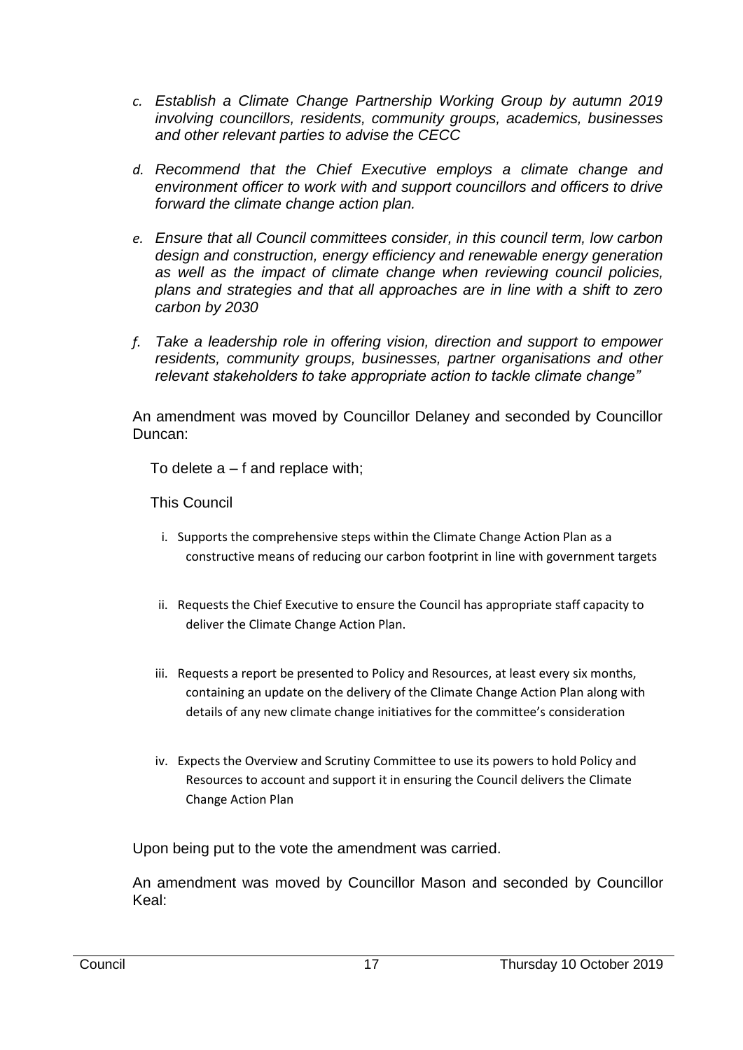*c. Establish a Climate Change Partnership Working Group by autumn 2019 involving councillors, residents, community groups, academics, businesses and other relevant parties to advise the CECC*

*d. Recommend that the Chief Executive employs a climate change and environment officer to work with and support councillors and officers to drive forward the climate change action plan.*

*e. Ensure that all Council committees consider, in this council term, low carbon design and construction, energy efficiency and renewable energy generation as well as the impact of climate change when reviewing council policies, plans and strategies and that all approaches are in line with a shift to zero carbon by 2030*

*f. Take a leadership role in offering vision, direction and support to empower residents, community groups, businesses, partner organisations and other relevant stakeholders to take appropriate action to tackle climate change"*

An amendment was moved by Councillor Delaney and seconded by Councillor Duncan:

To delete a – f and replace with;

This Council

i. Supports the comprehensive steps within the Climate Change Action Plan as a constructive means of reducing our carbon footprint in line with government targets

ii. Requests the Chief Executive to ensure the Council has appropriate staff capacity to deliver the Climate Change Action Plan.

iii. Requests a report be presented to Policy and Resources, at least every six months, containing an update on the delivery of the Climate Change Action Plan along with details of any new climate change initiatives for the committee's consideration

iv. Expects the Overview and Scrutiny Committee to use its powers to hold Policy and Resources to account and support it in ensuring the Council delivers the Climate Change Action Plan

Upon being put to the vote the amendment was carried.

An amendment was moved by Councillor Mason and seconded by Councillor Keal: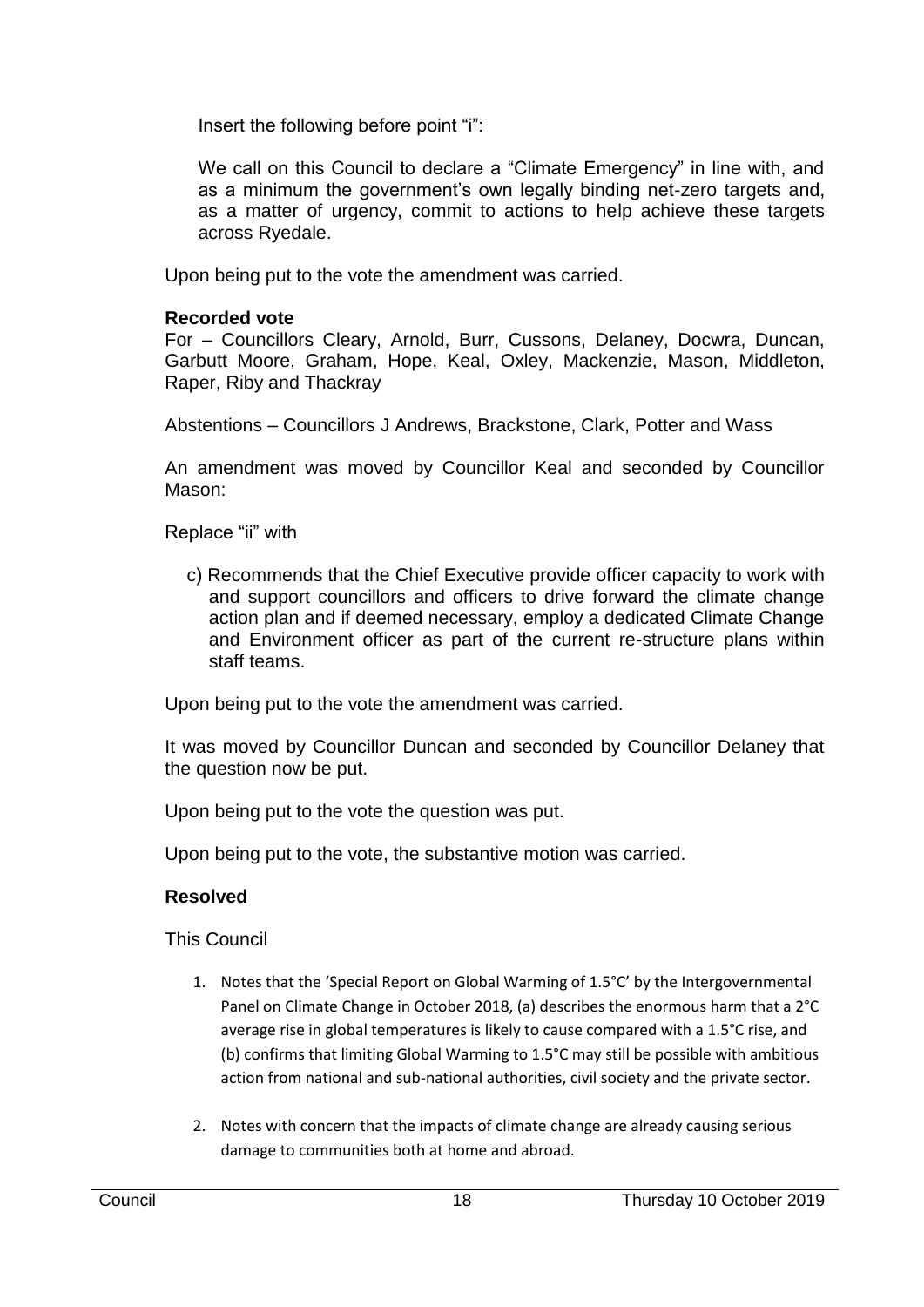Insert the following before point "i":

We call on this Council to declare a "Climate Emergency" in line with, and as a minimum the government's own legally binding net-zero targets and, as a matter of urgency, commit to actions to help achieve these targets across Ryedale.

Upon being put to the vote the amendment was carried.

**Recorded vote**

For – Councillors Cleary, Arnold, Burr, Cussons, Delaney, Docwra, Duncan, Garbutt Moore, Graham, Hope, Keal, Oxley, Mackenzie, Mason, Middleton, Raper, Riby and Thackray

Abstentions – Councillors J Andrews, Brackstone, Clark, Potter and Wass

An amendment was moved by Councillor Keal and seconded by Councillor Mason:

Replace "ii" with

c) Recommends that the Chief Executive provide officer capacity to work with and support councillors and officers to drive forward the climate change action plan and if deemed necessary, employ a dedicated Climate Change and Environment officer as part of the current re-structure plans within staff teams.

Upon being put to the vote the amendment was carried.

It was moved by Councillor Duncan and seconded by Councillor Delaney that the question now be put.

Upon being put to the vote the question was put.

Upon being put to the vote, the substantive motion was carried.

**Resolved**

This Council

1. Notes that the 'Special Report on Global Warming of 1.5°C' by the Intergovernmental Panel on Climate Change in October 2018, (a) describes the enormous harm that a 2°C average rise in global temperatures is likely to cause compared with a 1.5°C rise, and (b) confirms that limiting Global Warming to 1.5°C may still be possible with ambitious action from national and sub-national authorities, civil society and the private sector.

2. Notes with concern that the impacts of climate change are already causing serious damage to communities both at home and abroad.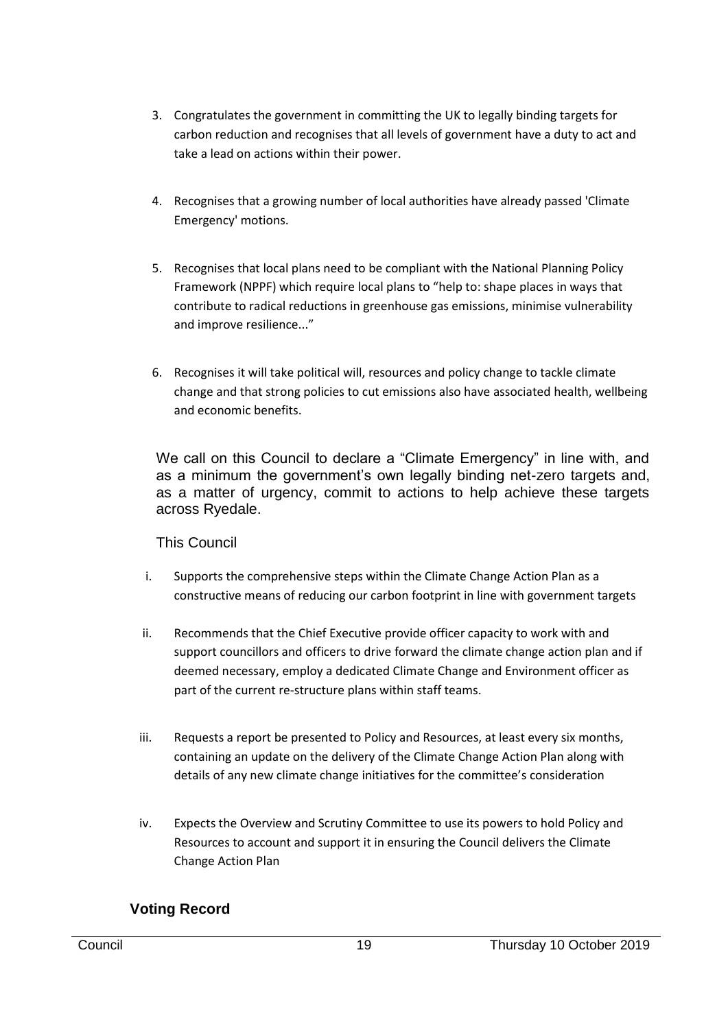3. Congratulates the government in committing the UK to legally binding targets for carbon reduction and recognises that all levels of government have a duty to act and take a lead on actions within their power.

4. Recognises that a growing number of local authorities have already passed 'Climate Emergency' motions.

5. Recognises that local plans need to be compliant with the National Planning Policy Framework (NPPF) which require local plans to "help to: shape places in ways that contribute to radical reductions in greenhouse gas emissions, minimise vulnerability and improve resilience..."

6. Recognises it will take political will, resources and policy change to tackle climate change and that strong policies to cut emissions also have associated health, wellbeing and economic benefits.

We call on this Council to declare a "Climate Emergency" in line with, and as a minimum the government's own legally binding net-zero targets and, as a matter of urgency, commit to actions to help achieve these targets across Ryedale.

This Council

i. Supports the comprehensive steps within the Climate Change Action Plan as a constructive means of reducing our carbon footprint in line with government targets

ii. Recommends that the Chief Executive provide officer capacity to work with and support councillors and officers to drive forward the climate change action plan and if deemed necessary, employ a dedicated Climate Change and Environment officer as part of the current re-structure plans within staff teams.

iii. Requests a report be presented to Policy and Resources, at least every six months, containing an update on the delivery of the Climate Change Action Plan along with details of any new climate change initiatives for the committee's consideration

iv. Expects the Overview and Scrutiny Committee to use its powers to hold Policy and Resources to account and support it in ensuring the Council delivers the Climate Change Action Plan

**Voting Record**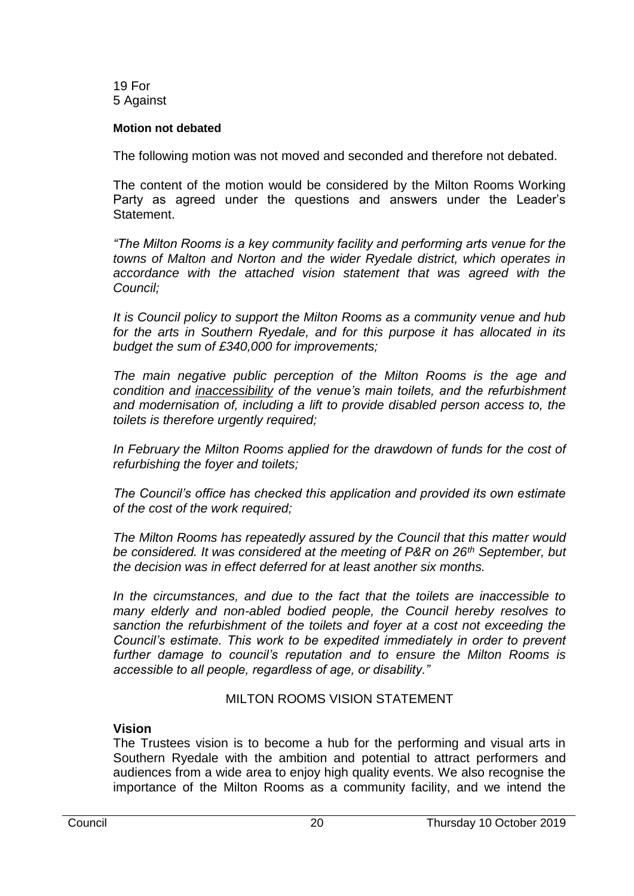19 For
5 Against

**Motion not debated**

The following motion was not moved and seconded and therefore not debated.

The content of the motion would be considered by the Milton Rooms Working Party as agreed under the questions and answers under the Leader's Statement.

*"The Milton Rooms is a key community facility and performing arts venue for the towns of Malton and Norton and the wider Ryedale district, which operates in accordance with the attached vision statement that was agreed with the Council;*

*It is Council policy to support the Milton Rooms as a community venue and hub for the arts in Southern Ryedale, and for this purpose it has allocated in its budget the sum of £340,000 for improvements;*

*The main negative public perception of the Milton Rooms is the age and condition and inaccessibility of the venue's main toilets, and the refurbishment and modernisation of, including a lift to provide disabled person access to, the toilets is therefore urgently required;*

*In February the Milton Rooms applied for the drawdown of funds for the cost of refurbishing the foyer and toilets;*

*The Council's office has checked this application and provided its own estimate of the cost of the work required;*

*The Milton Rooms has repeatedly assured by the Council that this matter would be considered. It was considered at the meeting of P&R on 26th September, but the decision was in effect deferred for at least another six months.*

*In the circumstances, and due to the fact that the toilets are inaccessible to many elderly and non-abled bodied people, the Council hereby resolves to sanction the refurbishment of the toilets and foyer at a cost not exceeding the Council's estimate. This work to be expedited immediately in order to prevent further damage to council's reputation and to ensure the Milton Rooms is accessible to all people, regardless of age, or disability."*

MILTON ROOMS VISION STATEMENT

**Vision**

The Trustees vision is to become a hub for the performing and visual arts in Southern Ryedale with the ambition and potential to attract performers and audiences from a wide area to enjoy high quality events. We also recognise the importance of the Milton Rooms as a community facility, and we intend the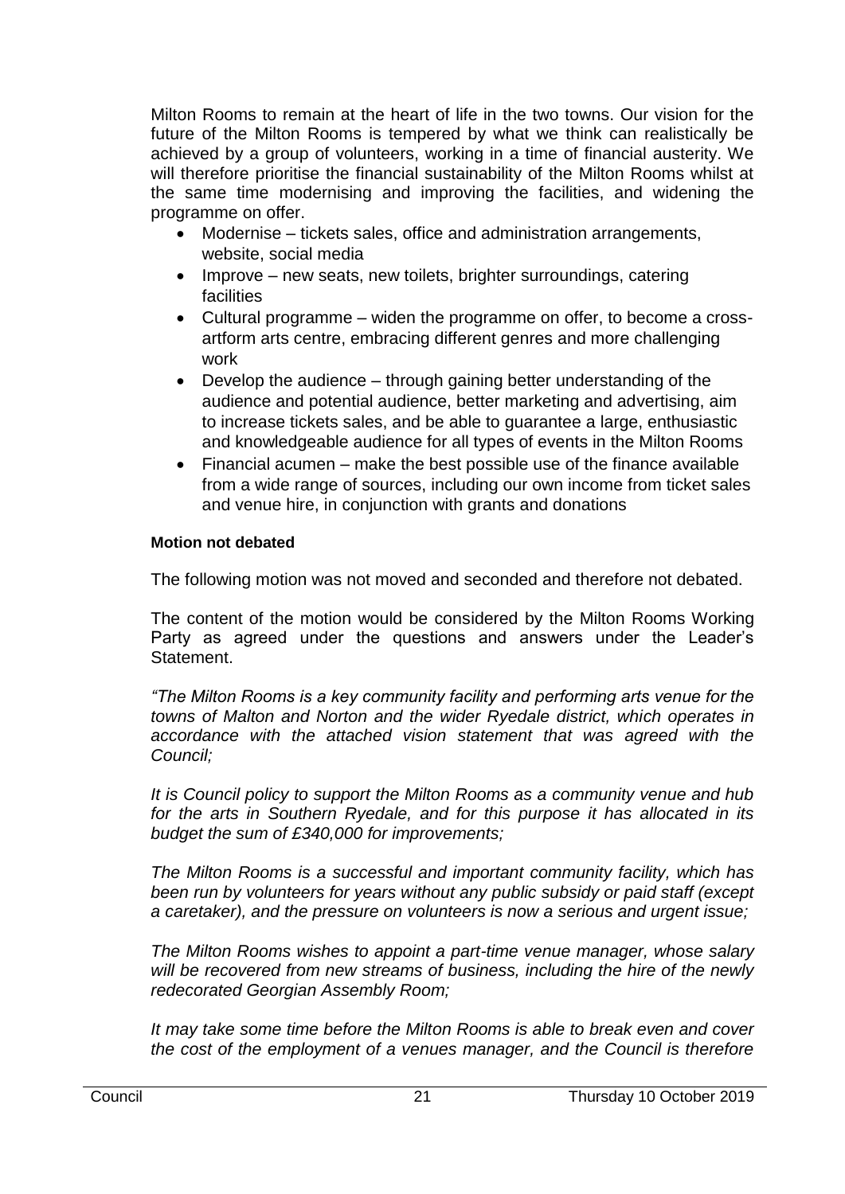Milton Rooms to remain at the heart of life in the two towns. Our vision for the future of the Milton Rooms is tempered by what we think can realistically be achieved by a group of volunteers, working in a time of financial austerity. We will therefore prioritise the financial sustainability of the Milton Rooms whilst at the same time modernising and improving the facilities, and widening the programme on offer.

- Modernise – tickets sales, office and administration arrangements, website, social media
- Improve – new seats, new toilets, brighter surroundings, catering facilities
- Cultural programme – widen the programme on offer, to become a cross-artform arts centre, embracing different genres and more challenging work
- Develop the audience – through gaining better understanding of the audience and potential audience, better marketing and advertising, aim to increase tickets sales, and be able to guarantee a large, enthusiastic and knowledgeable audience for all types of events in the Milton Rooms
- Financial acumen – make the best possible use of the finance available from a wide range of sources, including our own income from ticket sales and venue hire, in conjunction with grants and donations

**Motion not debated**

The following motion was not moved and seconded and therefore not debated.

The content of the motion would be considered by the Milton Rooms Working Party as agreed under the questions and answers under the Leader's Statement.

*"The Milton Rooms is a key community facility and performing arts venue for the towns of Malton and Norton and the wider Ryedale district, which operates in accordance with the attached vision statement that was agreed with the Council;*

*It is Council policy to support the Milton Rooms as a community venue and hub for the arts in Southern Ryedale, and for this purpose it has allocated in its budget the sum of £340,000 for improvements;*

*The Milton Rooms is a successful and important community facility, which has been run by volunteers for years without any public subsidy or paid staff (except a caretaker), and the pressure on volunteers is now a serious and urgent issue;*

*The Milton Rooms wishes to appoint a part-time venue manager, whose salary will be recovered from new streams of business, including the hire of the newly redecorated Georgian Assembly Room;*

*It may take some time before the Milton Rooms is able to break even and cover the cost of the employment of a venues manager, and the Council is therefore*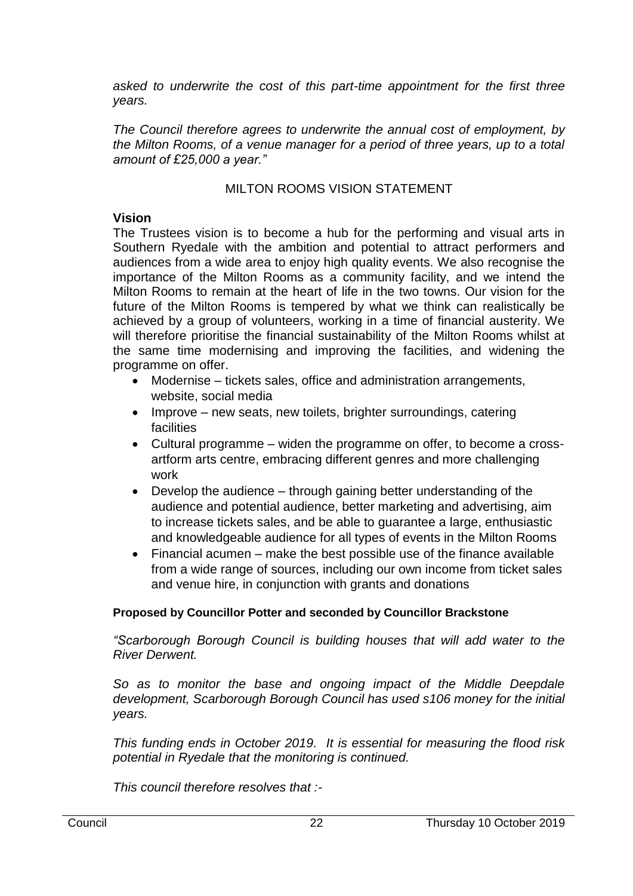*asked to underwrite the cost of this part-time appointment for the first three years.*

*The Council therefore agrees to underwrite the annual cost of employment, by the Milton Rooms, of a venue manager for a period of three years, up to a total amount of £25,000 a year."*

MILTON ROOMS VISION STATEMENT

**Vision**

The Trustees vision is to become a hub for the performing and visual arts in Southern Ryedale with the ambition and potential to attract performers and audiences from a wide area to enjoy high quality events. We also recognise the importance of the Milton Rooms as a community facility, and we intend the Milton Rooms to remain at the heart of life in the two towns. Our vision for the future of the Milton Rooms is tempered by what we think can realistically be achieved by a group of volunteers, working in a time of financial austerity. We will therefore prioritise the financial sustainability of the Milton Rooms whilst at the same time modernising and improving the facilities, and widening the programme on offer.

- Modernise – tickets sales, office and administration arrangements, website, social media
- Improve – new seats, new toilets, brighter surroundings, catering facilities
- Cultural programme – widen the programme on offer, to become a cross-artform arts centre, embracing different genres and more challenging work
- Develop the audience – through gaining better understanding of the audience and potential audience, better marketing and advertising, aim to increase tickets sales, and be able to guarantee a large, enthusiastic and knowledgeable audience for all types of events in the Milton Rooms
- Financial acumen – make the best possible use of the finance available from a wide range of sources, including our own income from ticket sales and venue hire, in conjunction with grants and donations

**Proposed by Councillor Potter and seconded by Councillor Brackstone**

*"Scarborough Borough Council is building houses that will add water to the River Derwent.*

*So as to monitor the base and ongoing impact of the Middle Deepdale development, Scarborough Borough Council has used s106 money for the initial years.*

*This funding ends in October 2019. It is essential for measuring the flood risk potential in Ryedale that the monitoring is continued.*

*This council therefore resolves that :-*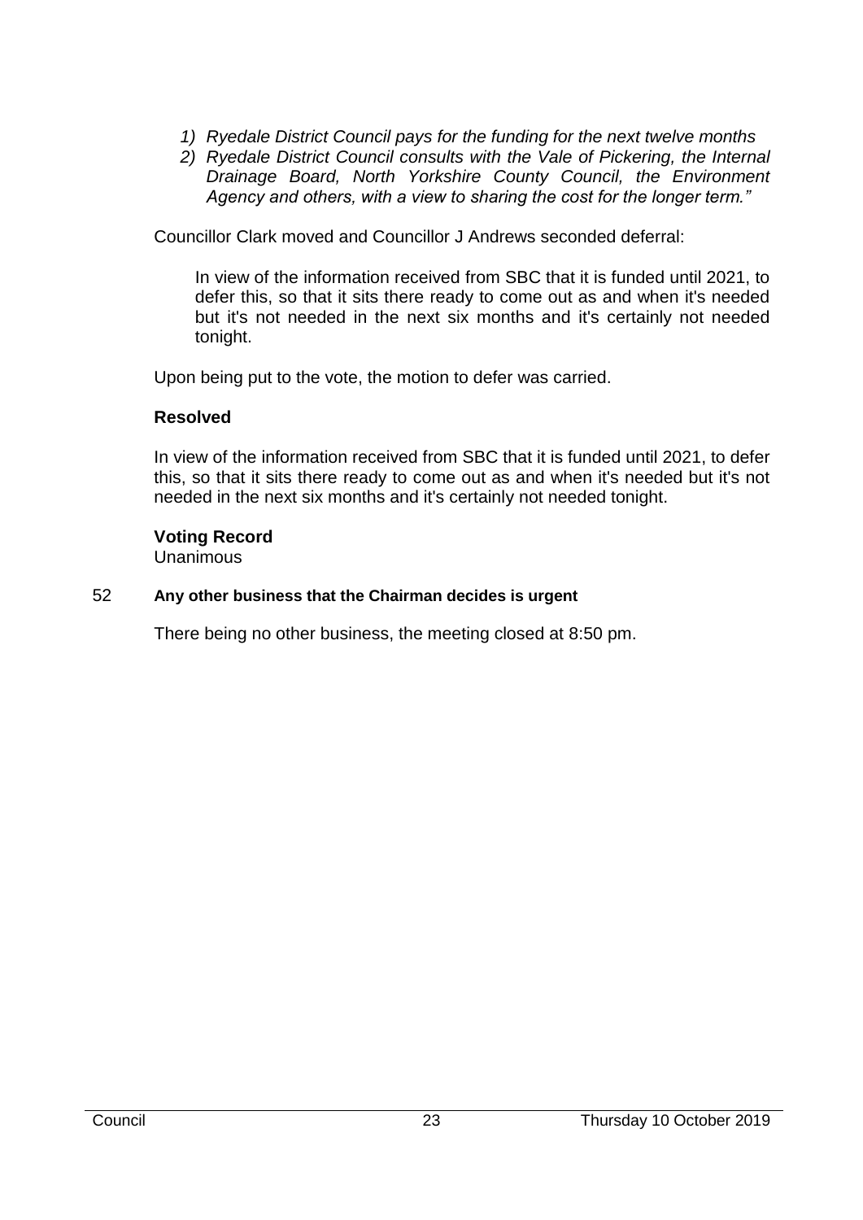1) *Ryedale District Council pays for the funding for the next twelve months*
2) *Ryedale District Council consults with the Vale of Pickering, the Internal Drainage Board, North Yorkshire County Council, the Environment Agency and others, with a view to sharing the cost for the longer term."*

Councillor Clark moved and Councillor J Andrews seconded deferral:

> In view of the information received from SBC that it is funded until 2021, to defer this, so that it sits there ready to come out as and when it's needed but it's not needed in the next six months and it's certainly not needed tonight.

Upon being put to the vote, the motion to defer was carried.

**Resolved**

In view of the information received from SBC that it is funded until 2021, to defer this, so that it sits there ready to come out as and when it's needed but it's not needed in the next six months and it's certainly not needed tonight.

**Voting Record**
Unanimous

52 **Any other business that the Chairman decides is urgent**

There being no other business, the meeting closed at 8:50 pm.